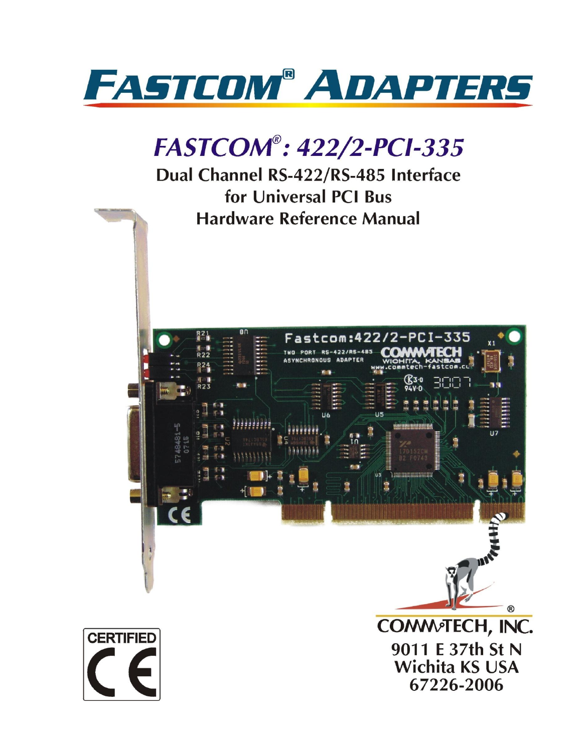# FASTCOM® ADAPTERS

## FASTCOM®: 422/2-PCI-335

**Dual Channel RS-422/RS-485 Interface for Universal PCI Bus Hardware Reference Manual**

CERTIFIED CE

COMMTECH, INC.
9011 E 37th St N
Wichita KS USA
67226-2006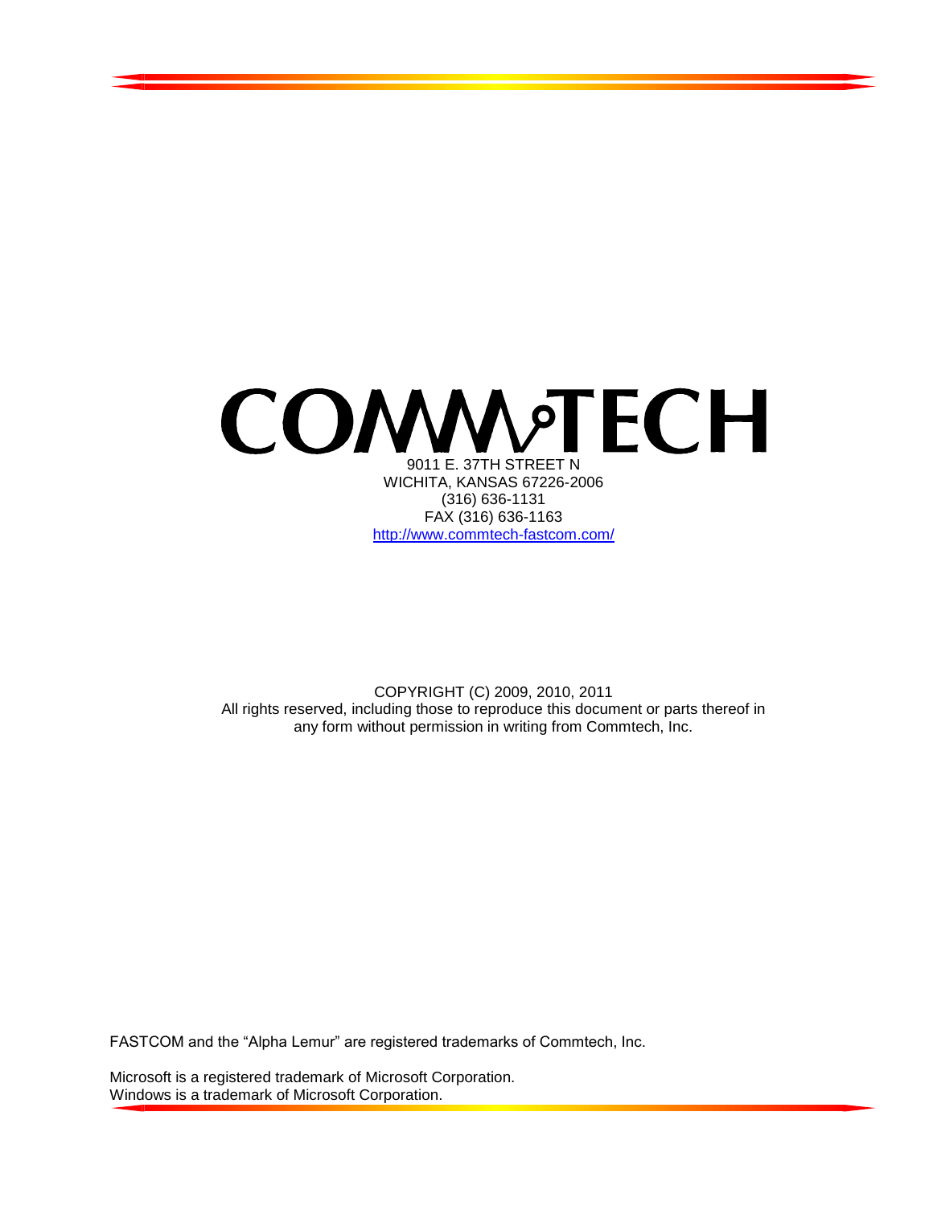# COMMTECH

9011 E. 37TH STREET N
WICHITA, KANSAS 67226-2006
(316) 636-1131
FAX (316) 636-1163
http://www.commtech-fastcom.com/

COPYRIGHT (C) 2009, 2010, 2011
All rights reserved, including those to reproduce this document or parts thereof in any form without permission in writing from Commtech, Inc.

FASTCOM and the "Alpha Lemur" are registered trademarks of Commtech, Inc.

Microsoft is a registered trademark of Microsoft Corporation.
Windows is a trademark of Microsoft Corporation.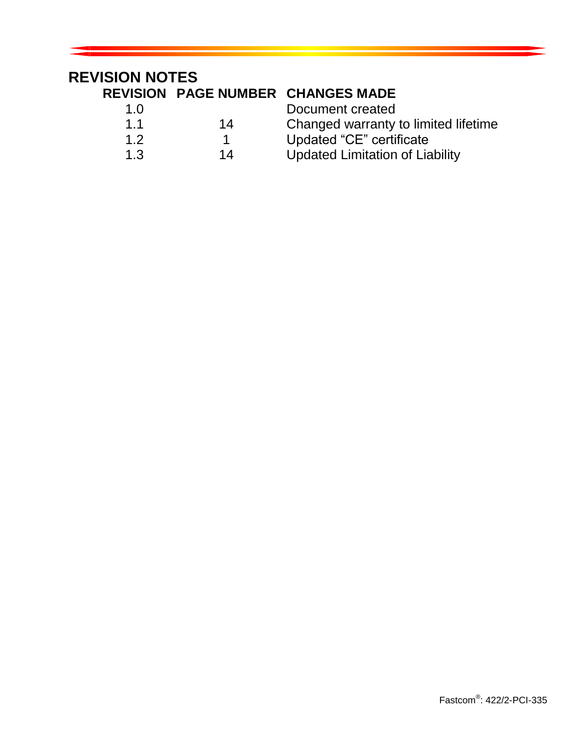# REVISION NOTES

| REVISION | PAGE NUMBER | CHANGES MADE |
|---|---|---|
| 1.0 | | Document created |
| 1.1 | 14 | Changed warranty to limited lifetime |
| 1.2 | 1 | Updated “CE” certificate |
| 1.3 | 14 | Updated Limitation of Liability |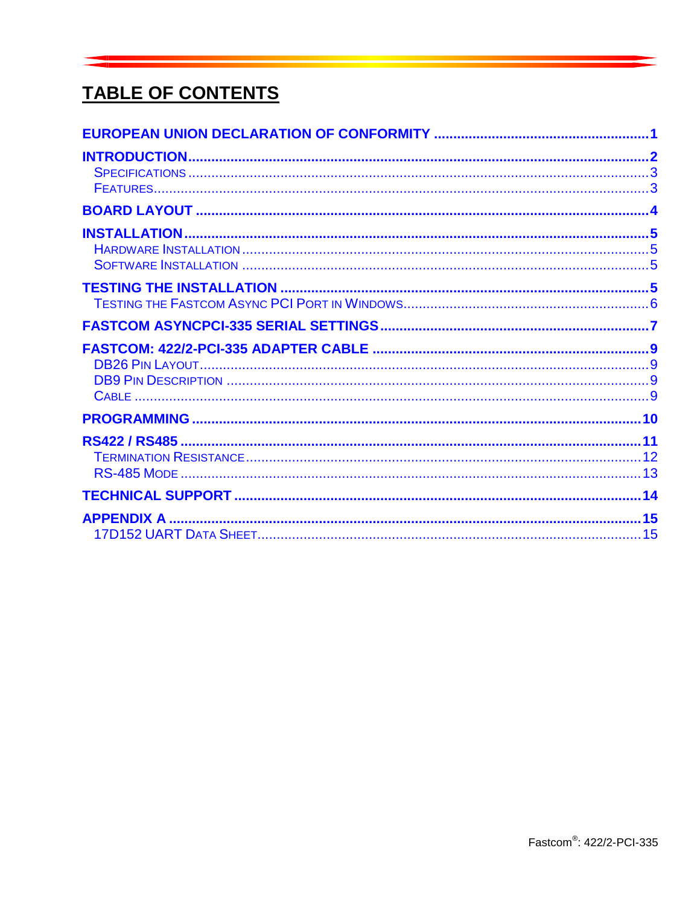# TABLE OF CONTENTS

EUROPEAN UNION DECLARATION OF CONFORMITY ........................................................1

INTRODUCTION........................................................................................................2
- SPECIFICATIONS ........................................................................................................3
- FEATURES....................................................................................................................3

BOARD LAYOUT ..........................................................................................................4

INSTALLATION.............................................................................................................5
- HARDWARE INSTALLATION ..........................................................................................5
- SOFTWARE INSTALLATION ..........................................................................................5

TESTING THE INSTALLATION ....................................................................................5
- TESTING THE FASTCOM ASYNC PCI PORT IN WINDOWS.................................................6

FASTCOM ASYNCPCI-335 SERIAL SETTINGS.............................................................7

FASTCOM: 422/2-PCI-335 ADAPTER CABLE ...............................................................9
- DB26 PIN LAYOUT.........................................................................................................9
- DB9 PIN DESCRIPTION .................................................................................................9
- CABLE ..........................................................................................................................9

PROGRAMMING ..........................................................................................................10

RS422 / RS485 .............................................................................................................11
- TERMINATION RESISTANCE.........................................................................................12
- RS-485 MODE ..............................................................................................................13

TECHNICAL SUPPORT ..................................................................................................14

APPENDIX A ................................................................................................................15
- 17D152 UART DATA SHEET...........................................................................................15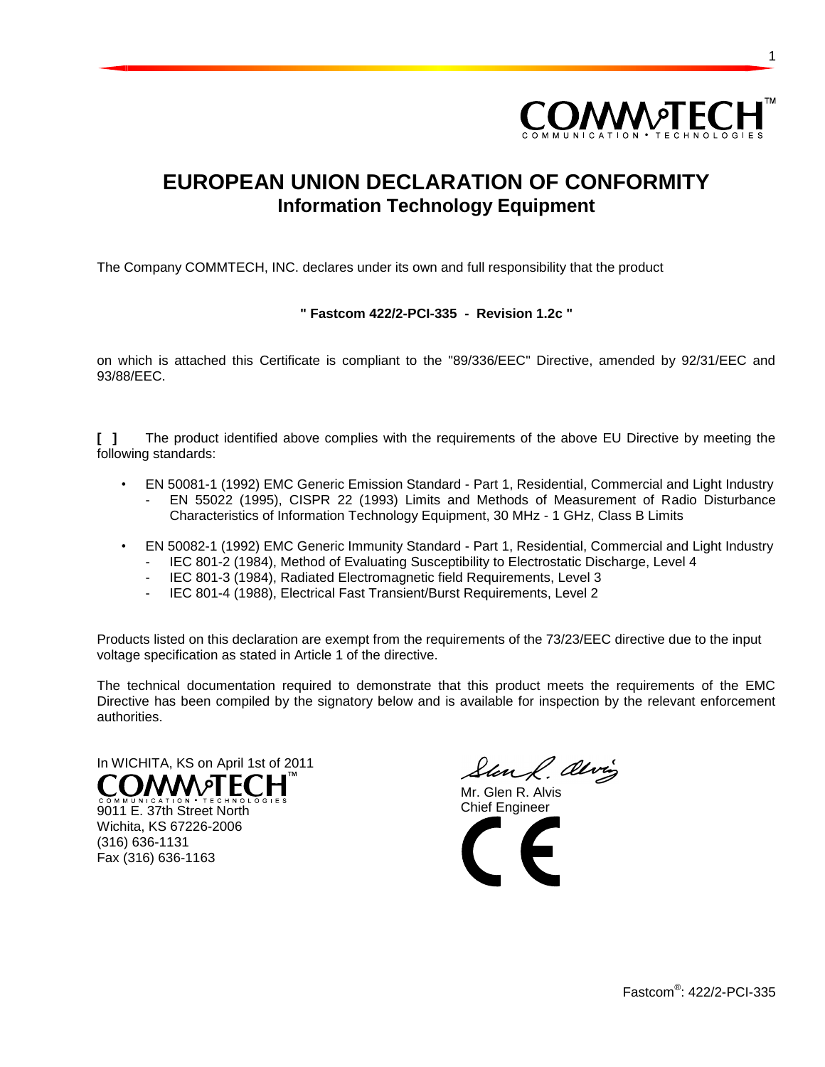# EUROPEAN UNION DECLARATION OF CONFORMITY
## Information Technology Equipment

The Company COMMTECH, INC. declares under its own and full responsibility that the product

**" Fastcom 422/2-PCI-335 - Revision 1.2c "**

on which is attached this Certificate is compliant to the "89/336/EEC" Directive, amended by 92/31/EEC and 93/88/EEC.

**[ ]** The product identified above complies with the requirements of the above EU Directive by meeting the following standards:

- EN 50081-1 (1992) EMC Generic Emission Standard - Part 1, Residential, Commercial and Light Industry
  - EN 55022 (1995), CISPR 22 (1993) Limits and Methods of Measurement of Radio Disturbance Characteristics of Information Technology Equipment, 30 MHz - 1 GHz, Class B Limits
- EN 50082-1 (1992) EMC Generic Immunity Standard - Part 1, Residential, Commercial and Light Industry
  - IEC 801-2 (1984), Method of Evaluating Susceptibility to Electrostatic Discharge, Level 4
  - IEC 801-3 (1984), Radiated Electromagnetic field Requirements, Level 3
  - IEC 801-4 (1988), Electrical Fast Transient/Burst Requirements, Level 2

Products listed on this declaration are exempt from the requirements of the 73/23/EEC directive due to the input voltage specification as stated in Article 1 of the directive.

The technical documentation required to demonstrate that this product meets the requirements of the EMC Directive has been compiled by the signatory below and is available for inspection by the relevant enforcement authorities.

In WICHITA, KS on April 1st of 2011

COMMTECH™
COMMUNICATION • TECHNOLOGIES
9011 E. 37th Street North
Wichita, KS 67226-2006
(316) 636-1131
Fax (316) 636-1163

Mr. Glen R. Alvis
Chief Engineer

CE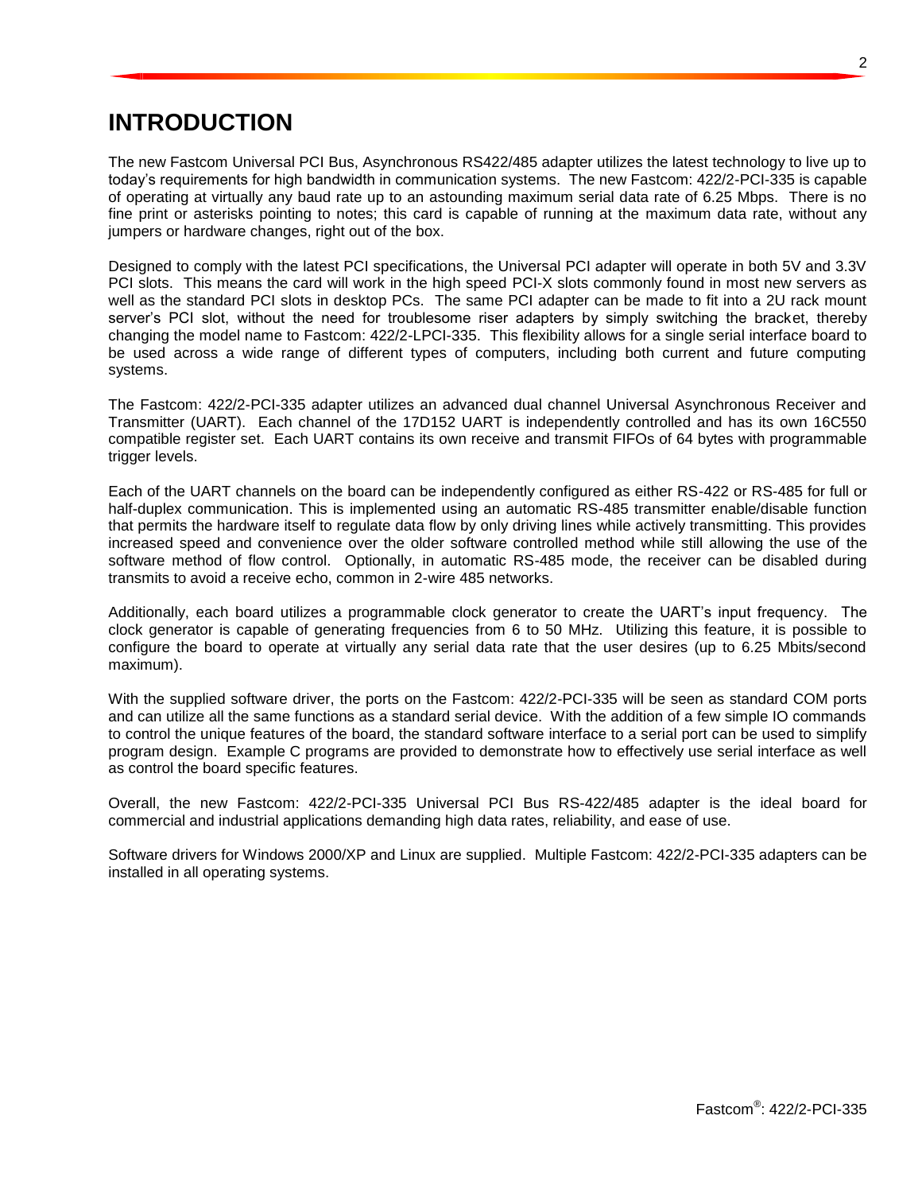# INTRODUCTION

The new Fastcom Universal PCI Bus, Asynchronous RS422/485 adapter utilizes the latest technology to live up to today's requirements for high bandwidth in communication systems. The new Fastcom: 422/2-PCI-335 is capable of operating at virtually any baud rate up to an astounding maximum serial data rate of 6.25 Mbps. There is no fine print or asterisks pointing to notes; this card is capable of running at the maximum data rate, without any jumpers or hardware changes, right out of the box.

Designed to comply with the latest PCI specifications, the Universal PCI adapter will operate in both 5V and 3.3V PCI slots. This means the card will work in the high speed PCI-X slots commonly found in most new servers as well as the standard PCI slots in desktop PCs. The same PCI adapter can be made to fit into a 2U rack mount server's PCI slot, without the need for troublesome riser adapters by simply switching the bracket, thereby changing the model name to Fastcom: 422/2-LPCI-335. This flexibility allows for a single serial interface board to be used across a wide range of different types of computers, including both current and future computing systems.

The Fastcom: 422/2-PCI-335 adapter utilizes an advanced dual channel Universal Asynchronous Receiver and Transmitter (UART). Each channel of the 17D152 UART is independently controlled and has its own 16C550 compatible register set. Each UART contains its own receive and transmit FIFOs of 64 bytes with programmable trigger levels.

Each of the UART channels on the board can be independently configured as either RS-422 or RS-485 for full or half-duplex communication. This is implemented using an automatic RS-485 transmitter enable/disable function that permits the hardware itself to regulate data flow by only driving lines while actively transmitting. This provides increased speed and convenience over the older software controlled method while still allowing the use of the software method of flow control. Optionally, in automatic RS-485 mode, the receiver can be disabled during transmits to avoid a receive echo, common in 2-wire 485 networks.

Additionally, each board utilizes a programmable clock generator to create the UART's input frequency. The clock generator is capable of generating frequencies from 6 to 50 MHz. Utilizing this feature, it is possible to configure the board to operate at virtually any serial data rate that the user desires (up to 6.25 Mbits/second maximum).

With the supplied software driver, the ports on the Fastcom: 422/2-PCI-335 will be seen as standard COM ports and can utilize all the same functions as a standard serial device. With the addition of a few simple IO commands to control the unique features of the board, the standard software interface to a serial port can be used to simplify program design. Example C programs are provided to demonstrate how to effectively use serial interface as well as control the board specific features.

Overall, the new Fastcom: 422/2-PCI-335 Universal PCI Bus RS-422/485 adapter is the ideal board for commercial and industrial applications demanding high data rates, reliability, and ease of use.

Software drivers for Windows 2000/XP and Linux are supplied. Multiple Fastcom: 422/2-PCI-335 adapters can be installed in all operating systems.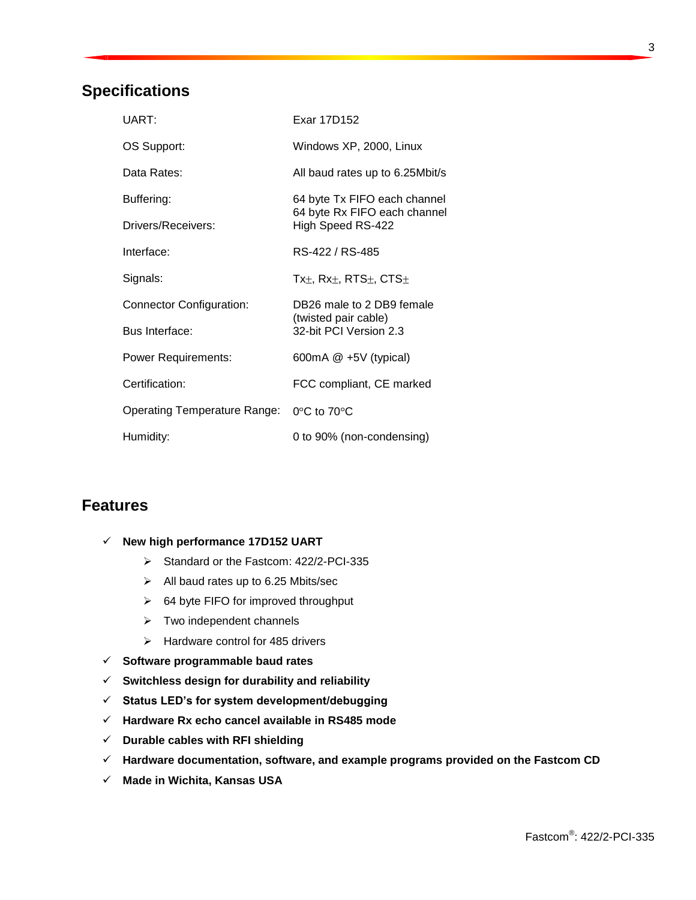## Specifications

| | |
|---|---|
| UART: | Exar 17D152 |
| OS Support: | Windows XP, 2000, Linux |
| Data Rates: | All baud rates up to 6.25Mbit/s |
| Buffering: | 64 byte Tx FIFO each channel<br>64 byte Rx FIFO each channel |
| Drivers/Receivers: | High Speed RS-422 |
| Interface: | RS-422 / RS-485 |
| Signals: | Tx±, Rx±, RTS±, CTS± |
| Connector Configuration: | DB26 male to 2 DB9 female<br>(twisted pair cable) |
| Bus Interface: | 32-bit PCI Version 2.3 |
| Power Requirements: | 600mA @ +5V (typical) |
| Certification: | FCC compliant, CE marked |
| Operating Temperature Range: | 0°C to 70°C |
| Humidity: | 0 to 90% (non-condensing) |

## Features

- ✓ **New high performance 17D152 UART**
  - ➢ Standard or the Fastcom: 422/2-PCI-335
  - ➢ All baud rates up to 6.25 Mbits/sec
  - ➢ 64 byte FIFO for improved throughput
  - ➢ Two independent channels
  - ➢ Hardware control for 485 drivers
- ✓ **Software programmable baud rates**
- ✓ **Switchless design for durability and reliability**
- ✓ **Status LED's for system development/debugging**
- ✓ **Hardware Rx echo cancel available in RS485 mode**
- ✓ **Durable cables with RFI shielding**
- ✓ **Hardware documentation, software, and example programs provided on the Fastcom CD**
- ✓ **Made in Wichita, Kansas USA**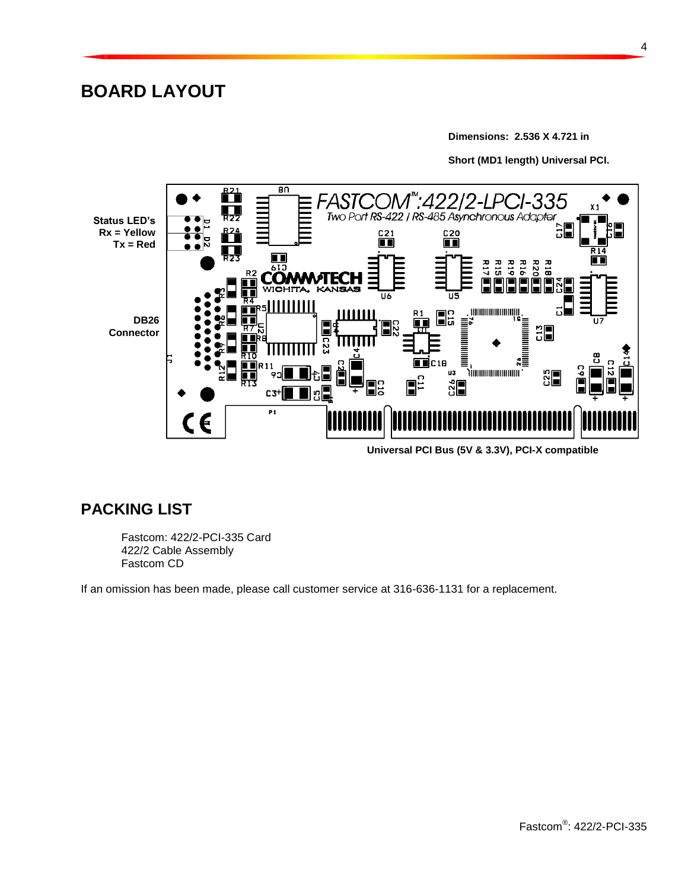# BOARD LAYOUT

**Dimensions: 2.536 X 4.721 in**

**Short (MD1 length) Universal PCI.**

**Status LED's**
**Rx = Yellow**
**Tx = Red**

**DB26 Connector**

**Universal PCI Bus (5V & 3.3V), PCI-X compatible**

# PACKING LIST

Fastcom: 422/2-PCI-335 Card
422/2 Cable Assembly
Fastcom CD

If an omission has been made, please call customer service at 316-636-1131 for a replacement.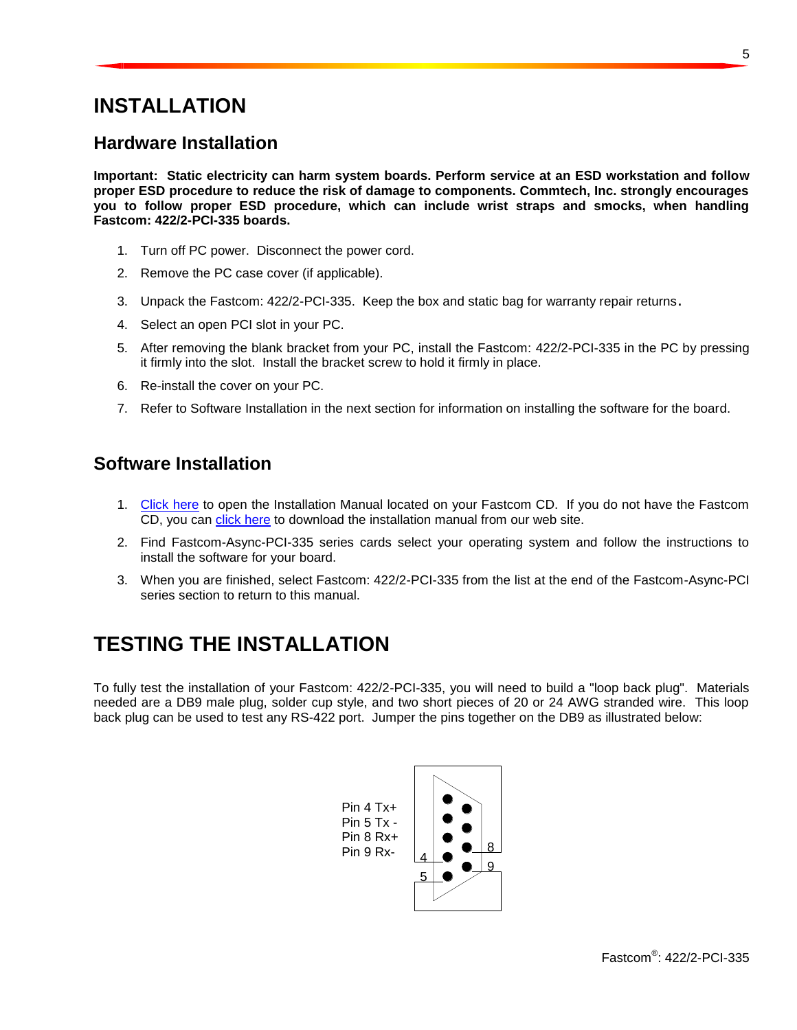# INSTALLATION

## Hardware Installation

**Important: Static electricity can harm system boards. Perform service at an ESD workstation and follow proper ESD procedure to reduce the risk of damage to components. Commtech, Inc. strongly encourages you to follow proper ESD procedure, which can include wrist straps and smocks, when handling Fastcom: 422/2-PCI-335 boards.**

1. Turn off PC power. Disconnect the power cord.
2. Remove the PC case cover (if applicable).
3. Unpack the Fastcom: 422/2-PCI-335. Keep the box and static bag for warranty repair returns.
4. Select an open PCI slot in your PC.
5. After removing the blank bracket from your PC, install the Fastcom: 422/2-PCI-335 in the PC by pressing it firmly into the slot. Install the bracket screw to hold it firmly in place.
6. Re-install the cover on your PC.
7. Refer to Software Installation in the next section for information on installing the software for the board.

## Software Installation

1. Click here to open the Installation Manual located on your Fastcom CD. If you do not have the Fastcom CD, you can click here to download the installation manual from our web site.
2. Find Fastcom-Async-PCI-335 series cards select your operating system and follow the instructions to install the software for your board.
3. When you are finished, select Fastcom: 422/2-PCI-335 from the list at the end of the Fastcom-Async-PCI series section to return to this manual.

# TESTING THE INSTALLATION

To fully test the installation of your Fastcom: 422/2-PCI-335, you will need to build a "loop back plug". Materials needed are a DB9 male plug, solder cup style, and two short pieces of 20 or 24 AWG stranded wire. This loop back plug can be used to test any RS-422 port. Jumper the pins together on the DB9 as illustrated below:

Pin 4 Tx+
Pin 5 Tx -
Pin 8 Rx+
Pin 9 Rx-

4
5
8
9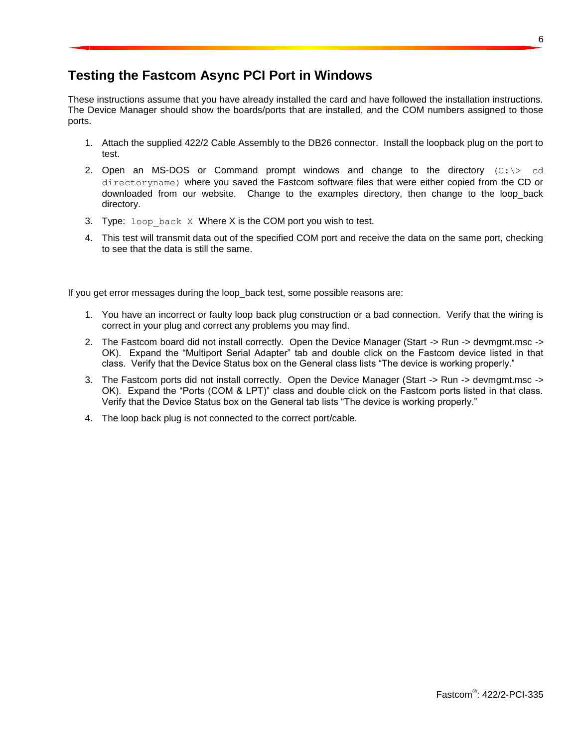## Testing the Fastcom Async PCI Port in Windows

These instructions assume that you have already installed the card and have followed the installation instructions. The Device Manager should show the boards/ports that are installed, and the COM numbers assigned to those ports.

1. Attach the supplied 422/2 Cable Assembly to the DB26 connector. Install the loopback plug on the port to test.
2. Open an MS-DOS or Command prompt windows and change to the directory `(C:\> cd directoryname)` where you saved the Fastcom software files that were either copied from the CD or downloaded from our website. Change to the examples directory, then change to the loop_back directory.
3. Type: `loop_back X` Where X is the COM port you wish to test.
4. This test will transmit data out of the specified COM port and receive the data on the same port, checking to see that the data is still the same.

If you get error messages during the loop_back test, some possible reasons are:

1. You have an incorrect or faulty loop back plug construction or a bad connection. Verify that the wiring is correct in your plug and correct any problems you may find.
2. The Fastcom board did not install correctly. Open the Device Manager (Start -> Run -> devmgmt.msc -> OK). Expand the "Multiport Serial Adapter" tab and double click on the Fastcom device listed in that class. Verify that the Device Status box on the General class lists "The device is working properly."
3. The Fastcom ports did not install correctly. Open the Device Manager (Start -> Run -> devmgmt.msc -> OK). Expand the "Ports (COM & LPT)" class and double click on the Fastcom ports listed in that class. Verify that the Device Status box on the General tab lists "The device is working properly."
4. The loop back plug is not connected to the correct port/cable.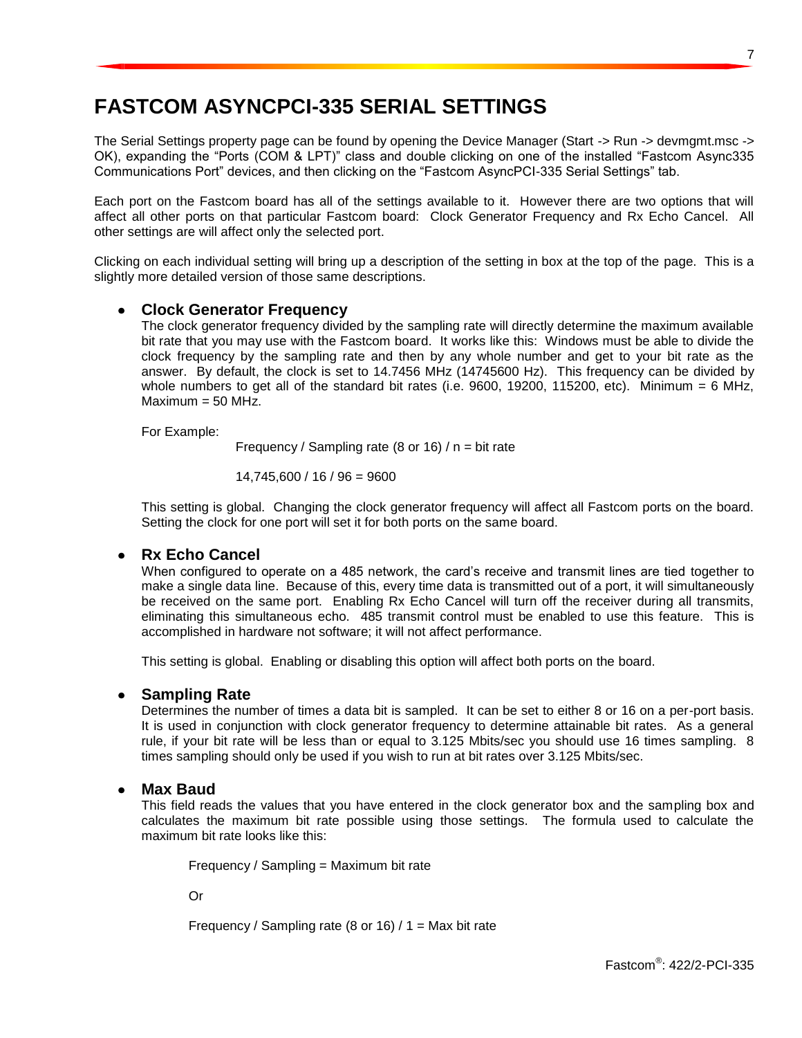# FASTCOM ASYNCPCI-335 SERIAL SETTINGS

The Serial Settings property page can be found by opening the Device Manager (Start -> Run -> devmgmt.msc -> OK), expanding the "Ports (COM & LPT)" class and double clicking on one of the installed "Fastcom Async335 Communications Port" devices, and then clicking on the "Fastcom AsyncPCI-335 Serial Settings" tab.

Each port on the Fastcom board has all of the settings available to it. However there are two options that will affect all other ports on that particular Fastcom board: Clock Generator Frequency and Rx Echo Cancel. All other settings are will affect only the selected port.

Clicking on each individual setting will bring up a description of the setting in box at the top of the page. This is a slightly more detailed version of those same descriptions.

- **Clock Generator Frequency**
  The clock generator frequency divided by the sampling rate will directly determine the maximum available bit rate that you may use with the Fastcom board. It works like this: Windows must be able to divide the clock frequency by the sampling rate and then by any whole number and get to your bit rate as the answer. By default, the clock is set to 14.7456 MHz (14745600 Hz). This frequency can be divided by whole numbers to get all of the standard bit rates (i.e. 9600, 19200, 115200, etc). Minimum = 6 MHz, Maximum = 50 MHz.

  For Example:

  Frequency / Sampling rate (8 or 16) / n = bit rate

  14,745,600 / 16 / 96 = 9600

  This setting is global. Changing the clock generator frequency will affect all Fastcom ports on the board. Setting the clock for one port will set it for both ports on the same board.

- **Rx Echo Cancel**
  When configured to operate on a 485 network, the card's receive and transmit lines are tied together to make a single data line. Because of this, every time data is transmitted out of a port, it will simultaneously be received on the same port. Enabling Rx Echo Cancel will turn off the receiver during all transmits, eliminating this simultaneous echo. 485 transmit control must be enabled to use this feature. This is accomplished in hardware not software; it will not affect performance.

  This setting is global. Enabling or disabling this option will affect both ports on the board.

- **Sampling Rate**
  Determines the number of times a data bit is sampled. It can be set to either 8 or 16 on a per-port basis. It is used in conjunction with clock generator frequency to determine attainable bit rates. As a general rule, if your bit rate will be less than or equal to 3.125 Mbits/sec you should use 16 times sampling. 8 times sampling should only be used if you wish to run at bit rates over 3.125 Mbits/sec.

- **Max Baud**
  This field reads the values that you have entered in the clock generator box and the sampling box and calculates the maximum bit rate possible using those settings. The formula used to calculate the maximum bit rate looks like this:

  Frequency / Sampling = Maximum bit rate

  Or

  Frequency / Sampling rate (8 or 16) / 1 = Max bit rate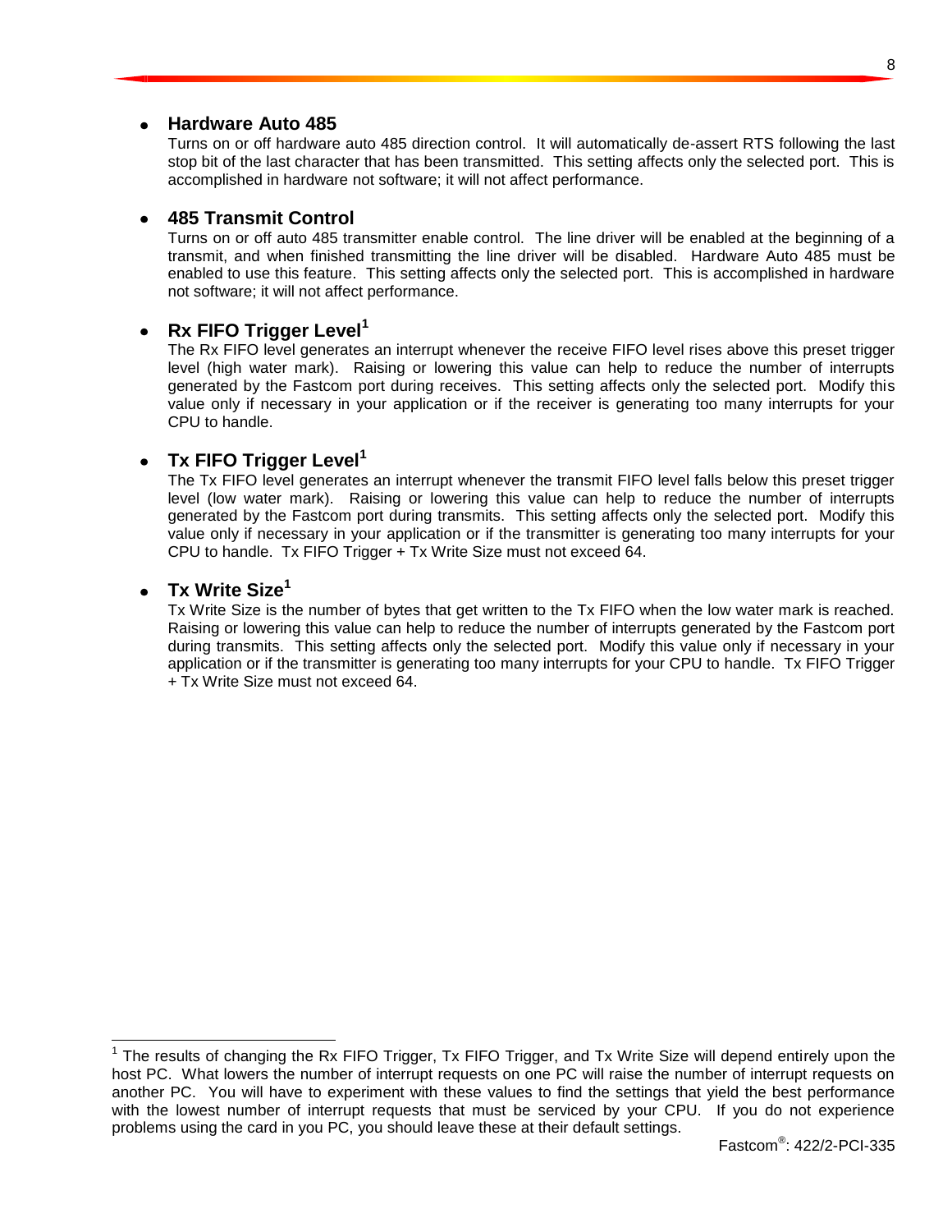- **Hardware Auto 485**

  Turns on or off hardware auto 485 direction control. It will automatically de-assert RTS following the last stop bit of the last character that has been transmitted. This setting affects only the selected port. This is accomplished in hardware not software; it will not affect performance.

- **485 Transmit Control**

  Turns on or off auto 485 transmitter enable control. The line driver will be enabled at the beginning of a transmit, and when finished transmitting the line driver will be disabled. Hardware Auto 485 must be enabled to use this feature. This setting affects only the selected port. This is accomplished in hardware not software; it will not affect performance.

- **Rx FIFO Trigger Level[1]**

  The Rx FIFO level generates an interrupt whenever the receive FIFO level rises above this preset trigger level (high water mark). Raising or lowering this value can help to reduce the number of interrupts generated by the Fastcom port during receives. This setting affects only the selected port. Modify this value only if necessary in your application or if the receiver is generating too many interrupts for your CPU to handle.

- **Tx FIFO Trigger Level[1]**

  The Tx FIFO level generates an interrupt whenever the transmit FIFO level falls below this preset trigger level (low water mark). Raising or lowering this value can help to reduce the number of interrupts generated by the Fastcom port during transmits. This setting affects only the selected port. Modify this value only if necessary in your application or if the transmitter is generating too many interrupts for your CPU to handle. Tx FIFO Trigger + Tx Write Size must not exceed 64.

- **Tx Write Size[1]**

  Tx Write Size is the number of bytes that get written to the Tx FIFO when the low water mark is reached. Raising or lowering this value can help to reduce the number of interrupts generated by the Fastcom port during transmits. This setting affects only the selected port. Modify this value only if necessary in your application or if the transmitter is generating too many interrupts for your CPU to handle. Tx FIFO Trigger + Tx Write Size must not exceed 64.

[1] The results of changing the Rx FIFO Trigger, Tx FIFO Trigger, and Tx Write Size will depend entirely upon the host PC. What lowers the number of interrupt requests on one PC will raise the number of interrupt requests on another PC. You will have to experiment with these values to find the settings that yield the best performance with the lowest number of interrupt requests that must be serviced by your CPU. If you do not experience problems using the card in you PC, you should leave these at their default settings.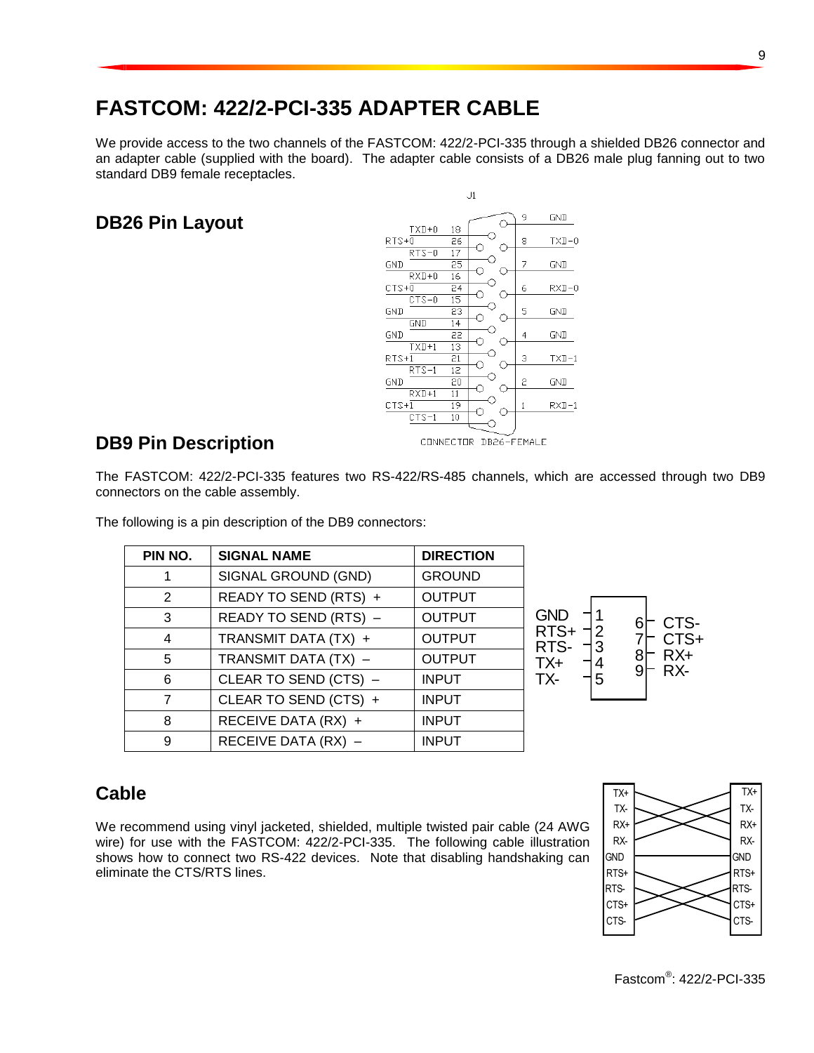# FASTCOM: 422/2-PCI-335 ADAPTER CABLE

We provide access to the two channels of the FASTCOM: 422/2-PCI-335 through a shielded DB26 connector and an adapter cable (supplied with the board). The adapter cable consists of a DB26 male plug fanning out to two standard DB9 female receptacles.

## DB26 Pin Layout

J1

TXD+0 18
RTS+0 26
RTS-0 17
GND 25
RXD+0 16
CTS+0 24
CTS-0 15
GND 23
GND 14
GND 22
TXD+1 13
RTS+1 21
RTS-1 12
GND 20
RXD+1 11
CTS+1 19
CTS-1 10

9 GND
8 TXD-0
7 GND
6 RXD-0
5 GND
4 GND
3 TXD-1
2 GND
1 RXD-1

CONNECTOR DB26-FEMALE

## DB9 Pin Description

The FASTCOM: 422/2-PCI-335 features two RS-422/RS-485 channels, which are accessed through two DB9 connectors on the cable assembly.

The following is a pin description of the DB9 connectors:

| PIN NO. | SIGNAL NAME | DIRECTION |
|---|---|---|
| 1 | SIGNAL GROUND (GND) | GROUND |
| 2 | READY TO SEND (RTS) + | OUTPUT |
| 3 | READY TO SEND (RTS) – | OUTPUT |
| 4 | TRANSMIT DATA (TX) + | OUTPUT |
| 5 | TRANSMIT DATA (TX) – | OUTPUT |
| 6 | CLEAR TO SEND (CTS) – | INPUT |
| 7 | CLEAR TO SEND (CTS) + | INPUT |
| 8 | RECEIVE DATA (RX) + | INPUT |
| 9 | RECEIVE DATA (RX) – | INPUT |

GND 1
RTS+ 2
RTS- 3
TX+ 4
TX- 5
6 CTS-
7 CTS+
8 RX+
9 RX-

## Cable

We recommend using vinyl jacketed, shielded, multiple twisted pair cable (24 AWG wire) for use with the FASTCOM: 422/2-PCI-335. The following cable illustration shows how to connect two RS-422 devices. Note that disabling handshaking can eliminate the CTS/RTS lines.

TX+ TX- RX+ RX- GND RTS+ RTS- CTS+ CTS-

TX+ TX- RX+ RX- GND RTS+ RTS- CTS+ CTS-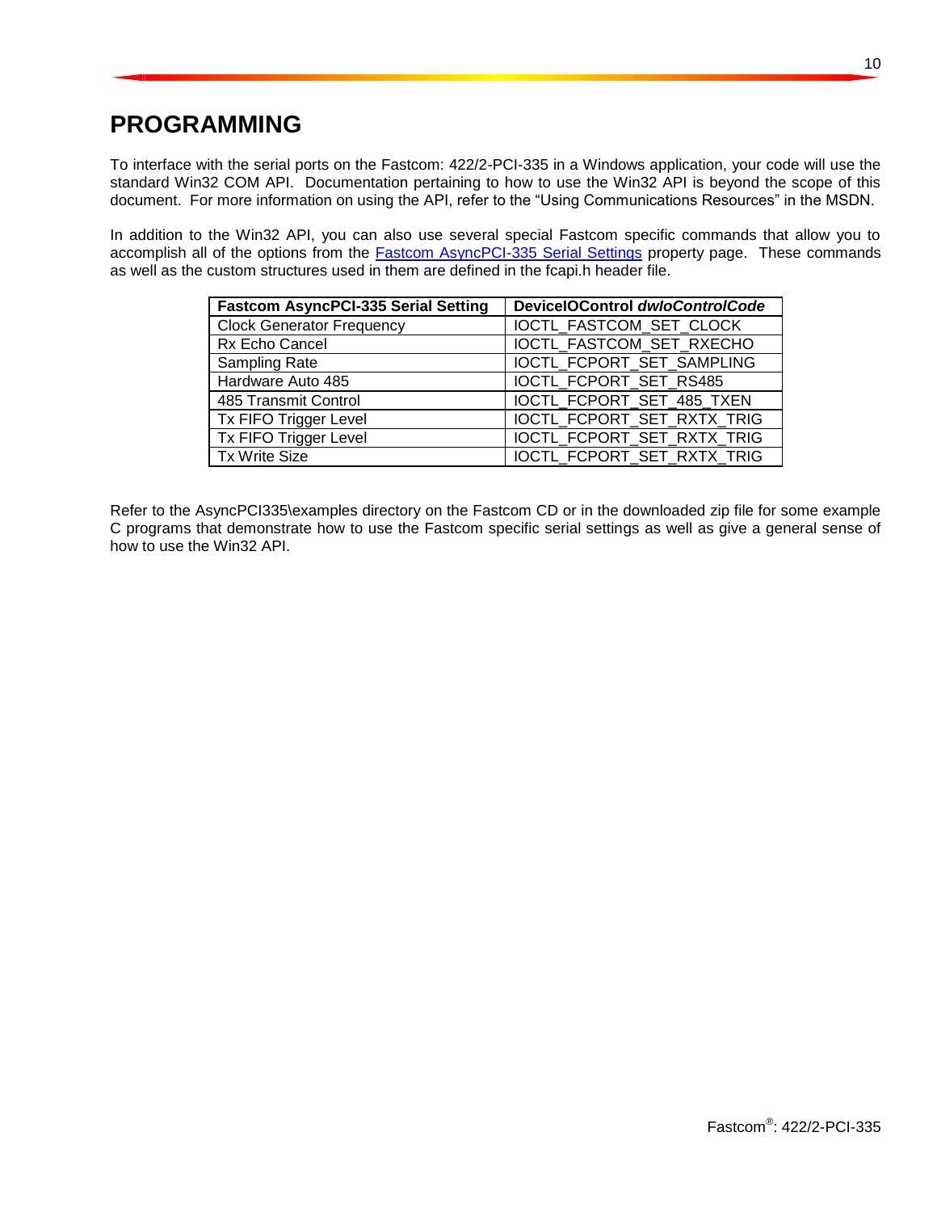# PROGRAMMING

To interface with the serial ports on the Fastcom: 422/2-PCI-335 in a Windows application, your code will use the standard Win32 COM API. Documentation pertaining to how to use the Win32 API is beyond the scope of this document. For more information on using the API, refer to the “Using Communications Resources” in the MSDN.

In addition to the Win32 API, you can also use several special Fastcom specific commands that allow you to accomplish all of the options from the Fastcom AsyncPCI-335 Serial Settings property page. These commands as well as the custom structures used in them are defined in the fcapi.h header file.

| Fastcom AsyncPCI-335 Serial Setting | DeviceIOControl *dwIoControlCode* |
|---|---|
| Clock Generator Frequency | IOCTL_FASTCOM_SET_CLOCK |
| Rx Echo Cancel | IOCTL_FASTCOM_SET_RXECHO |
| Sampling Rate | IOCTL_FCPORT_SET_SAMPLING |
| Hardware Auto 485 | IOCTL_FCPORT_SET_RS485 |
| 485 Transmit Control | IOCTL_FCPORT_SET_485_TXEN |
| Tx FIFO Trigger Level | IOCTL_FCPORT_SET_RXTX_TRIG |
| Tx FIFO Trigger Level | IOCTL_FCPORT_SET_RXTX_TRIG |
| Tx Write Size | IOCTL_FCPORT_SET_RXTX_TRIG |

Refer to the AsyncPCI335\examples directory on the Fastcom CD or in the downloaded zip file for some example C programs that demonstrate how to use the Fastcom specific serial settings as well as give a general sense of how to use the Win32 API.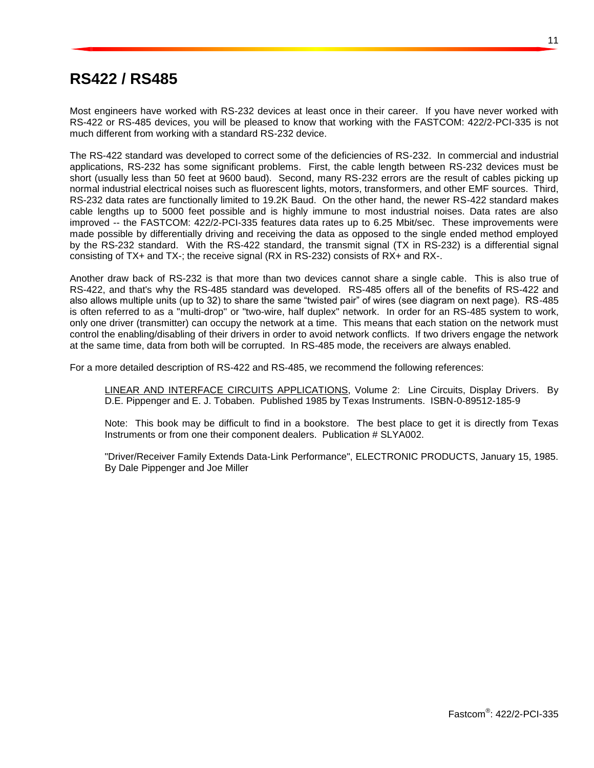# RS422 / RS485

Most engineers have worked with RS-232 devices at least once in their career. If you have never worked with RS-422 or RS-485 devices, you will be pleased to know that working with the FASTCOM: 422/2-PCI-335 is not much different from working with a standard RS-232 device.

The RS-422 standard was developed to correct some of the deficiencies of RS-232. In commercial and industrial applications, RS-232 has some significant problems. First, the cable length between RS-232 devices must be short (usually less than 50 feet at 9600 baud). Second, many RS-232 errors are the result of cables picking up normal industrial electrical noises such as fluorescent lights, motors, transformers, and other EMF sources. Third, RS-232 data rates are functionally limited to 19.2K Baud. On the other hand, the newer RS-422 standard makes cable lengths up to 5000 feet possible and is highly immune to most industrial noises. Data rates are also improved -- the FASTCOM: 422/2-PCI-335 features data rates up to 6.25 Mbit/sec. These improvements were made possible by differentially driving and receiving the data as opposed to the single ended method employed by the RS-232 standard. With the RS-422 standard, the transmit signal (TX in RS-232) is a differential signal consisting of TX+ and TX-; the receive signal (RX in RS-232) consists of RX+ and RX-.

Another draw back of RS-232 is that more than two devices cannot share a single cable. This is also true of RS-422, and that's why the RS-485 standard was developed. RS-485 offers all of the benefits of RS-422 and also allows multiple units (up to 32) to share the same "twisted pair" of wires (see diagram on next page). RS-485 is often referred to as a "multi-drop" or "two-wire, half duplex" network. In order for an RS-485 system to work, only one driver (transmitter) can occupy the network at a time. This means that each station on the network must control the enabling/disabling of their drivers in order to avoid network conflicts. If two drivers engage the network at the same time, data from both will be corrupted. In RS-485 mode, the receivers are always enabled.

For a more detailed description of RS-422 and RS-485, we recommend the following references:

> LINEAR AND INTERFACE CIRCUITS APPLICATIONS, Volume 2: Line Circuits, Display Drivers. By D.E. Pippenger and E. J. Tobaben. Published 1985 by Texas Instruments. ISBN-0-89512-185-9
>
> Note: This book may be difficult to find in a bookstore. The best place to get it is directly from Texas Instruments or from one their component dealers. Publication # SLYA002.
>
> "Driver/Receiver Family Extends Data-Link Performance", ELECTRONIC PRODUCTS, January 15, 1985. By Dale Pippenger and Joe Miller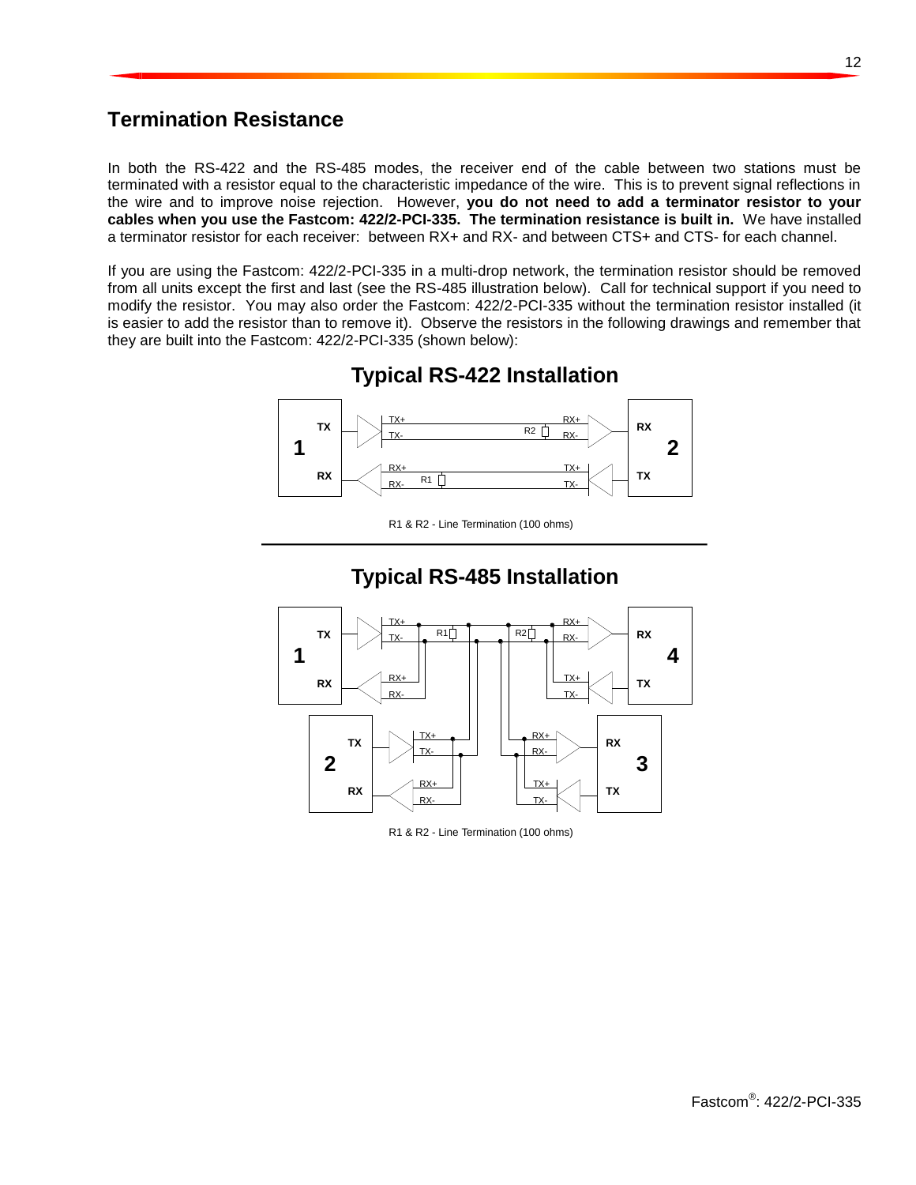## Termination Resistance

In both the RS-422 and the RS-485 modes, the receiver end of the cable between two stations must be terminated with a resistor equal to the characteristic impedance of the wire. This is to prevent signal reflections in the wire and to improve noise rejection. However, **you do not need to add a terminator resistor to your cables when you use the Fastcom: 422/2-PCI-335. The termination resistance is built in.** We have installed a terminator resistor for each receiver: between RX+ and RX- and between CTS+ and CTS- for each channel.

If you are using the Fastcom: 422/2-PCI-335 in a multi-drop network, the termination resistor should be removed from all units except the first and last (see the RS-485 illustration below). Call for technical support if you need to modify the resistor. You may also order the Fastcom: 422/2-PCI-335 without the termination resistor installed (it is easier to add the resistor than to remove it). Observe the resistors in the following drawings and remember that they are built into the Fastcom: 422/2-PCI-335 (shown below):

### Typical RS-422 Installation

R1 & R2 - Line Termination (100 ohms)

### Typical RS-485 Installation

R1 & R2 - Line Termination (100 ohms)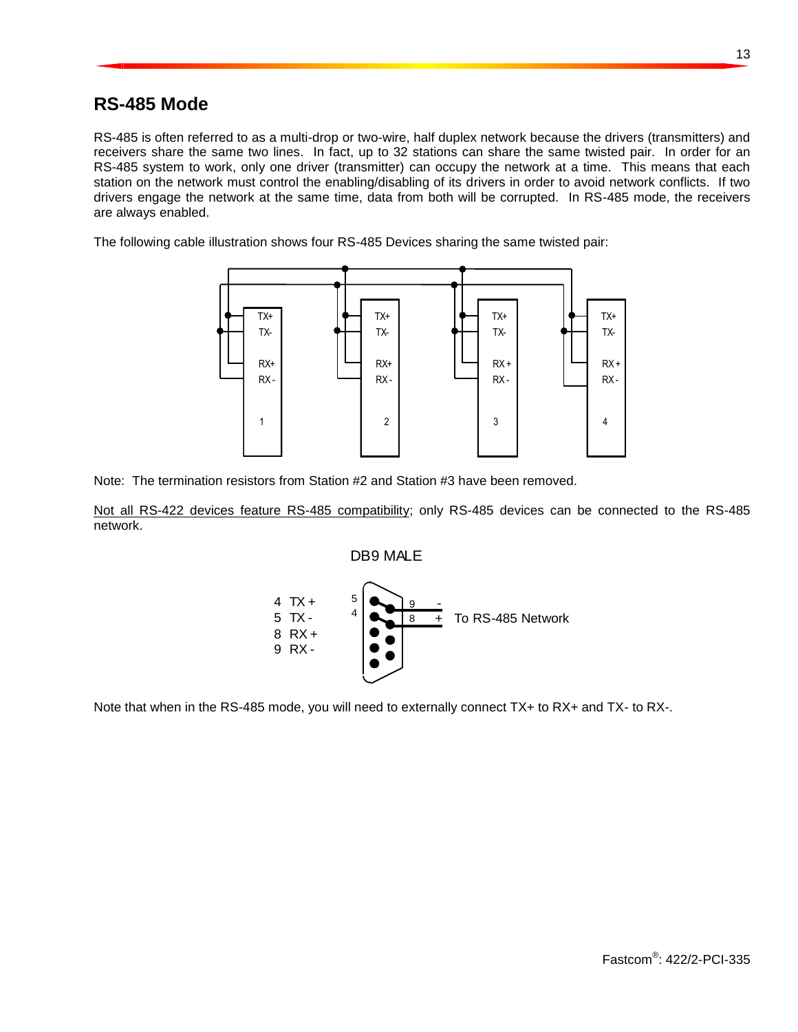## RS-485 Mode

RS-485 is often referred to as a multi-drop or two-wire, half duplex network because the drivers (transmitters) and receivers share the same two lines. In fact, up to 32 stations can share the same twisted pair. In order for an RS-485 system to work, only one driver (transmitter) can occupy the network at a time. This means that each station on the network must control the enabling/disabling of its drivers in order to avoid network conflicts. If two drivers engage the network at the same time, data from both will be corrupted. In RS-485 mode, the receivers are always enabled.

The following cable illustration shows four RS-485 Devices sharing the same twisted pair:

TX+
TX-
RX+
RX -
1

TX+
TX-
RX+
RX -
2

TX+
TX-
RX +
RX -
3

TX+
TX-
RX +
RX -
4

Note: The termination resistors from Station #2 and Station #3 have been removed.

Not all RS-422 devices feature RS-485 compatibility; only RS-485 devices can be connected to the RS-485 network.

DB9 MALE

4 TX +
5 TX -
8 RX +
9 RX -

5
4
9 -
8 +
To RS-485 Network

Note that when in the RS-485 mode, you will need to externally connect TX+ to RX+ and TX- to RX-.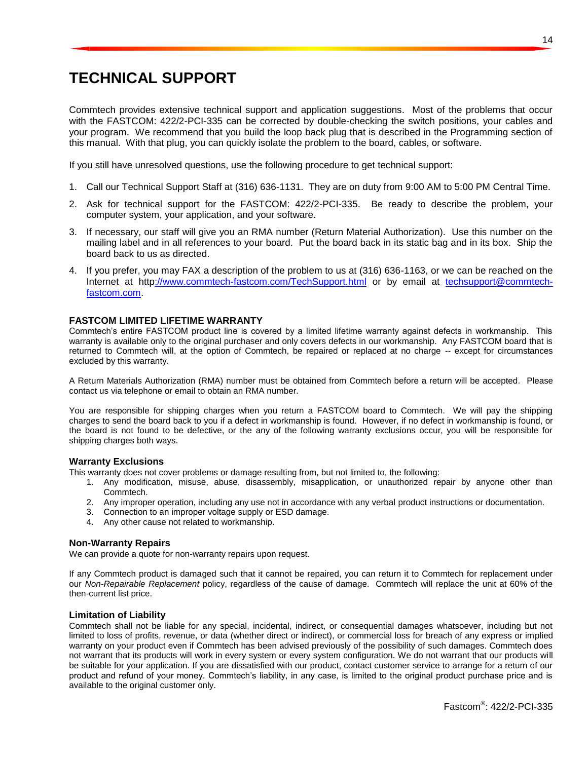# TECHNICAL SUPPORT

Commtech provides extensive technical support and application suggestions. Most of the problems that occur with the FASTCOM: 422/2-PCI-335 can be corrected by double-checking the switch positions, your cables and your program. We recommend that you build the loop back plug that is described in the Programming section of this manual. With that plug, you can quickly isolate the problem to the board, cables, or software.

If you still have unresolved questions, use the following procedure to get technical support:

1. Call our Technical Support Staff at (316) 636-1131. They are on duty from 9:00 AM to 5:00 PM Central Time.
2. Ask for technical support for the FASTCOM: 422/2-PCI-335. Be ready to describe the problem, your computer system, your application, and your software.
3. If necessary, our staff will give you an RMA number (Return Material Authorization). Use this number on the mailing label and in all references to your board. Put the board back in its static bag and in its box. Ship the board back to us as directed.
4. If you prefer, you may FAX a description of the problem to us at (316) 636-1163, or we can be reached on the Internet at http://www.commtech-fastcom.com/TechSupport.html or by email at techsupport@commtech-fastcom.com.

### FASTCOM LIMITED LIFETIME WARRANTY

Commtech's entire FASTCOM product line is covered by a limited lifetime warranty against defects in workmanship. This warranty is available only to the original purchaser and only covers defects in our workmanship. Any FASTCOM board that is returned to Commtech will, at the option of Commtech, be repaired or replaced at no charge -- except for circumstances excluded by this warranty.

A Return Materials Authorization (RMA) number must be obtained from Commtech before a return will be accepted. Please contact us via telephone or email to obtain an RMA number.

You are responsible for shipping charges when you return a FASTCOM board to Commtech. We will pay the shipping charges to send the board back to you if a defect in workmanship is found. However, if no defect in workmanship is found, or the board is not found to be defective, or the any of the following warranty exclusions occur, you will be responsible for shipping charges both ways.

### Warranty Exclusions

This warranty does not cover problems or damage resulting from, but not limited to, the following:

1. Any modification, misuse, abuse, disassembly, misapplication, or unauthorized repair by anyone other than Commtech.
2. Any improper operation, including any use not in accordance with any verbal product instructions or documentation.
3. Connection to an improper voltage supply or ESD damage.
4. Any other cause not related to workmanship.

### Non-Warranty Repairs

We can provide a quote for non-warranty repairs upon request.

If any Commtech product is damaged such that it cannot be repaired, you can return it to Commtech for replacement under our *Non-Repairable Replacement* policy, regardless of the cause of damage. Commtech will replace the unit at 60% of the then-current list price.

### Limitation of Liability

Commtech shall not be liable for any special, incidental, indirect, or consequential damages whatsoever, including but not limited to loss of profits, revenue, or data (whether direct or indirect), or commercial loss for breach of any express or implied warranty on your product even if Commtech has been advised previously of the possibility of such damages. Commtech does not warrant that its products will work in every system or every system configuration. We do not warrant that our products will be suitable for your application. If you are dissatisfied with our product, contact customer service to arrange for a return of our product and refund of your money. Commtech's liability, in any case, is limited to the original product purchase price and is available to the original customer only.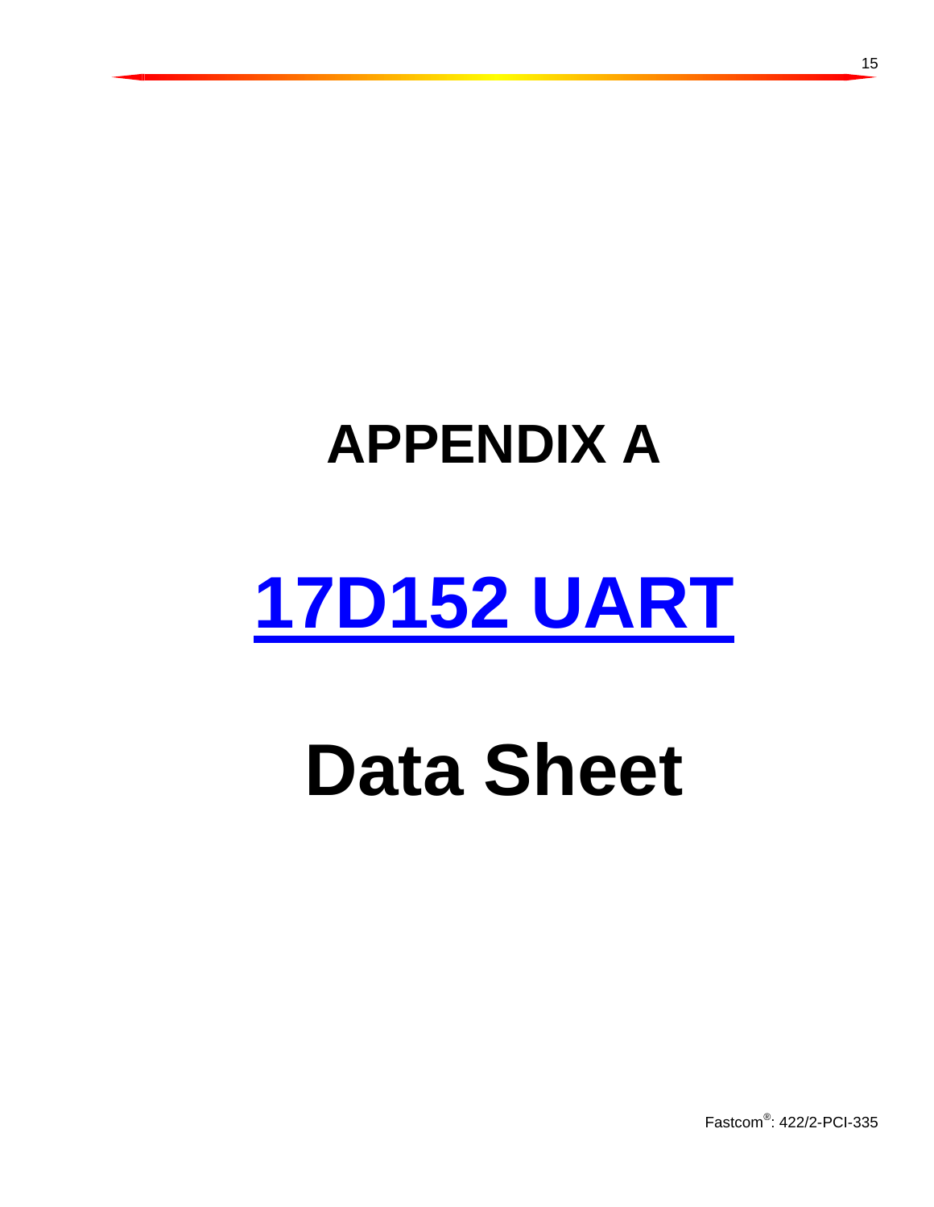# APPENDIX A

# 17D152 UART

# Data Sheet